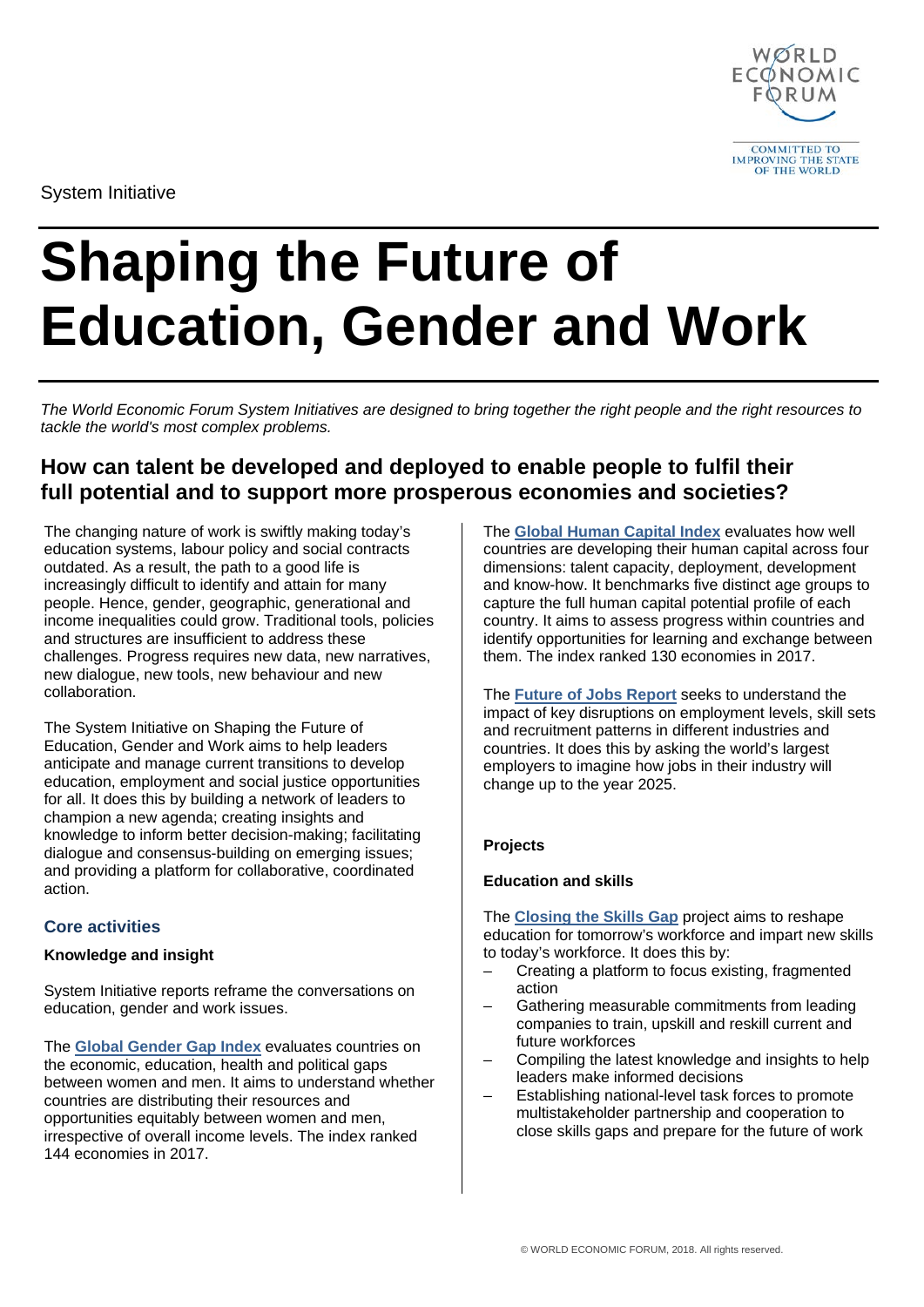System Initiative

# Shaping the Future of Education, Gender and Work

*The World Economic Forum System Initiatives are designed to bring together the right people and the right resources to tackle the world's most complex problems.*

## How can talent be developed and deployed to enable people to fulfil their full potential and to support more prosperous economies and societies?

The changing nature of work is swiftly making today's education systems, labour policy and social contracts outdated. As a result, the path to a good life is increasingly difficult to identify and attain for many people. Hence, gender, geographic, generational and income inequalities could grow. Traditional tools, policies and structures are insufficient to address these challenges. Progress requires new data, new narratives, new dialogue, new tools, new behaviour and new collaboration.

The System Initiative on Shaping the Future of Education, Gender and Work aims to help leaders anticipate and manage current transitions to develop education, employment and social justice opportunities for all. It does this by building a network of leaders to champion a new agenda; creating insights and knowledge to inform better decision-making; facilitating dialogue and consensus-building on emerging issues; and providing a platform for collaborative, coordinated action.

### Core activities

**Knowledge and insight**

System Initiative reports reframe the conversations on education, gender and work issues.

The **Global Gender Gap Index** evaluates countries on the economic, education, health and political gaps between women and men. It aims to understand whether countries are distributing their resources and opportunities equitably between women and men, irrespective of overall income levels. The index ranked 144 economies in 2017.

The **Global Human Capital Index** evaluates how well countries are developing their human capital across four dimensions: talent capacity, deployment, development and know-how. It benchmarks five distinct age groups to capture the full human capital potential profile of each country. It aims to assess progress within countries and identify opportunities for learning and exchange between them. The index ranked 130 economies in 2017.

The **Future of Jobs Report** seeks to understand the impact of key disruptions on employment levels, skill sets and recruitment patterns in different industries and countries. It does this by asking the world's largest employers to imagine how jobs in their industry will change up to the year 2025.

**Projects**

**Education and skills**

The **Closing the Skills Gap** project aims to reshape education for tomorrow's workforce and impart new skills to today's workforce. It does this by:

- Creating a platform to focus existing, fragmented action
- Gathering measurable commitments from leading companies to train, upskill and reskill current and future workforces
- Compiling the latest knowledge and insights to help leaders make informed decisions
- Establishing national-level task forces to promote multistakeholder partnership and cooperation to close skills gaps and prepare for the future of work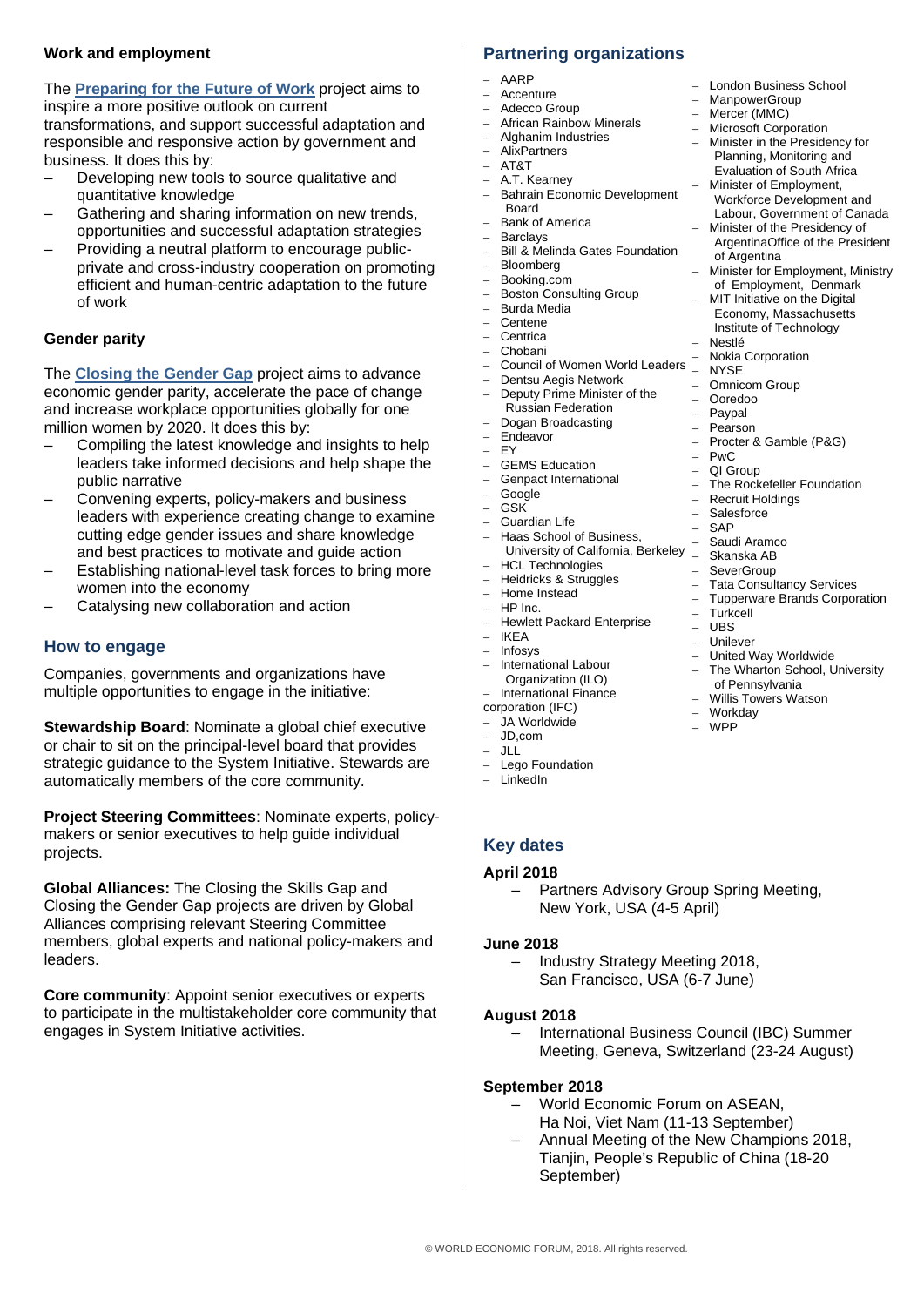### Work and employment

The **Preparing for the Future of Work** project aims to inspire a more positive outlook on current transformations, and support successful adaptation and responsible and responsive action by government and business. It does this by:

- Developing new tools to source qualitative and quantitative knowledge
- Gathering and sharing information on new trends, opportunities and successful adaptation strategies
- Providing a neutral platform to encourage public-private and cross-industry cooperation on promoting efficient and human-centric adaptation to the future of work

### Gender parity

The **Closing the Gender Gap** project aims to advance economic gender parity, accelerate the pace of change and increase workplace opportunities globally for one million women by 2020. It does this by:

- Compiling the latest knowledge and insights to help leaders take informed decisions and help shape the public narrative
- Convening experts, policy-makers and business leaders with experience creating change to examine cutting edge gender issues and share knowledge and best practices to motivate and guide action
- Establishing national-level task forces to bring more women into the economy
- Catalysing new collaboration and action

## How to engage

Companies, governments and organizations have multiple opportunities to engage in the initiative:

**Stewardship Board**: Nominate a global chief executive or chair to sit on the principal-level board that provides strategic guidance to the System Initiative. Stewards are automatically members of the core community.

**Project Steering Committees**: Nominate experts, policy-makers or senior executives to help guide individual projects.

**Global Alliances:** The Closing the Skills Gap and Closing the Gender Gap projects are driven by Global Alliances comprising relevant Steering Committee members, global experts and national policy-makers and leaders.

**Core community**: Appoint senior executives or experts to participate in the multistakeholder core community that engages in System Initiative activities.

## Partnering organizations

- AARP
- Accenture
- Adecco Group
- African Rainbow Minerals
- Alghanim Industries
- AlixPartners
- AT&T
- A.T. Kearney
- Bahrain Economic Development Board
- Bank of America
- Barclays
- Bill & Melinda Gates Foundation
- Bloomberg
- Booking.com
- Boston Consulting Group
- Burda Media
- Centene
- Centrica
- Chobani
- Council of Women World Leaders
- Dentsu Aegis Network
- Deputy Prime Minister of the Russian Federation
- Dogan Broadcasting
- Endeavor
- EY
- GEMS Education
- Genpact International
- Google
- GSK
- Guardian Life
- Haas School of Business, University of California, Berkeley
- HCL Technologies
- Heidricks & Struggles
- Home Instead
- HP Inc.
- Hewlett Packard Enterprise
- IKEA
- Infosys
- International Labour Organization (ILO)
- International Finance corporation (IFC)
- JA Worldwide
- JD,com
- JLL
- Lego Foundation
- LinkedIn
- London Business School
- ManpowerGroup
- Mercer (MMC)
- Microsoft Corporation
- Minister in the Presidency for Planning, Monitoring and Evaluation of South Africa
- Minister of Employment, Workforce Development and Labour, Government of Canada
- Minister of the Presidency of ArgentinaOffice of the President of Argentina
- Minister for Employment, Ministry of Employment, Denmark
- MIT Initiative on the Digital Economy, Massachusetts Institute of Technology
- Nestlé
- Nokia Corporation
- NYSE
- Omnicom Group
- Ooredoo
- Paypal
- Pearson
- Procter & Gamble (P&G)
- PwC
- QI Group
- The Rockefeller Foundation
- Recruit Holdings
- Salesforce
- SAP
- Saudi Aramco
- Skanska AB
- SeverGroup
- Tata Consultancy Services
- Tupperware Brands Corporation
- Turkcell
- UBS
- Unilever
- United Way Worldwide
- The Wharton School, University of Pennsylvania
- Willis Towers Watson
- Workday
- WPP

## Key dates

**April 2018**

- Partners Advisory Group Spring Meeting, New York, USA (4-5 April)

**June 2018**

- Industry Strategy Meeting 2018, San Francisco, USA (6-7 June)

**August 2018**

- International Business Council (IBC) Summer Meeting, Geneva, Switzerland (23-24 August)

**September 2018**

- World Economic Forum on ASEAN, Ha Noi, Viet Nam (11-13 September)
- Annual Meeting of the New Champions 2018, Tianjin, People's Republic of China (18-20 September)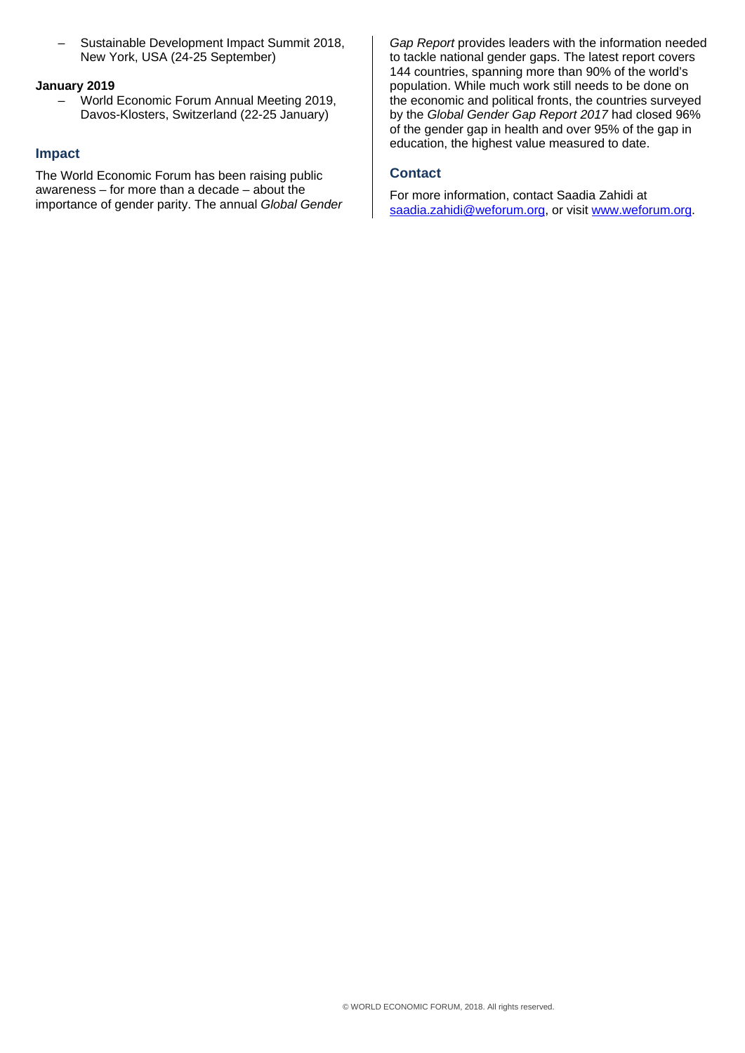- Sustainable Development Impact Summit 2018, New York, USA (24-25 September)

**January 2019**

- World Economic Forum Annual Meeting 2019, Davos-Klosters, Switzerland (22-25 January)

## Impact

The World Economic Forum has been raising public awareness – for more than a decade – about the importance of gender parity. The annual *Global Gender Gap Report* provides leaders with the information needed to tackle national gender gaps. The latest report covers 144 countries, spanning more than 90% of the world's population. While much work still needs to be done on the economic and political fronts, the countries surveyed by the *Global Gender Gap Report 2017* had closed 96% of the gender gap in health and over 95% of the gap in education, the highest value measured to date.

## Contact

For more information, contact Saadia Zahidi at saadia.zahidi@weforum.org, or visit www.weforum.org.

© WORLD ECONOMIC FORUM, 2018. All rights reserved.